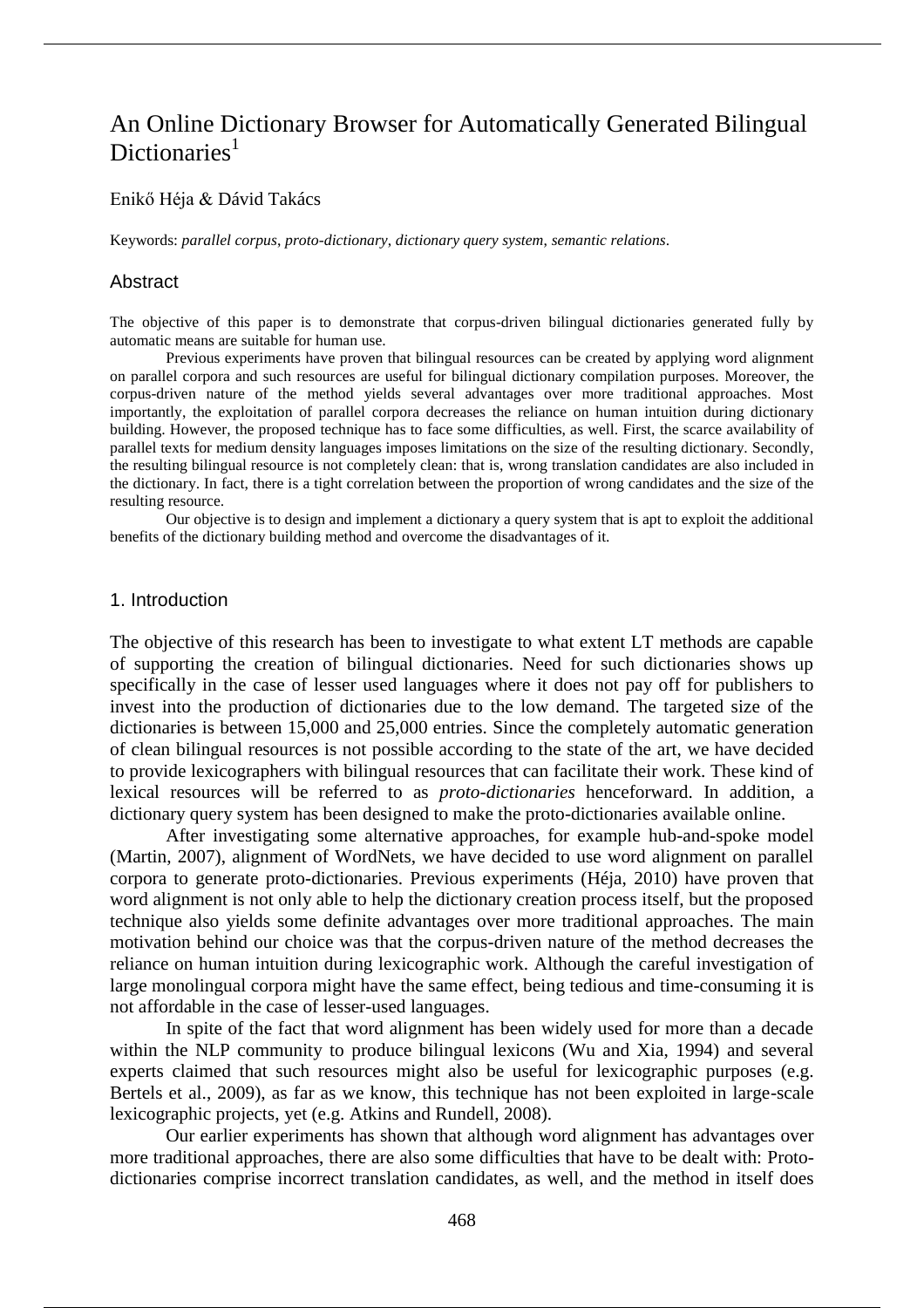# An Online Dictionary Browser for Automatically Generated Bilingual Dictionaries[1]

Enikő Héja & Dávid Takács

Keywords: *parallel corpus*, *proto-dictionary*, *dictionary query system*, *semantic relations*.

## Abstract

The objective of this paper is to demonstrate that corpus-driven bilingual dictionaries generated fully by automatic means are suitable for human use.

Previous experiments have proven that bilingual resources can be created by applying word alignment on parallel corpora and such resources are useful for bilingual dictionary compilation purposes. Moreover, the corpus-driven nature of the method yields several advantages over more traditional approaches. Most importantly, the exploitation of parallel corpora decreases the reliance on human intuition during dictionary building. However, the proposed technique has to face some difficulties, as well. First, the scarce availability of parallel texts for medium density languages imposes limitations on the size of the resulting dictionary. Secondly, the resulting bilingual resource is not completely clean: that is, wrong translation candidates are also included in the dictionary. In fact, there is a tight correlation between the proportion of wrong candidates and the size of the resulting resource.

Our objective is to design and implement a dictionary a query system that is apt to exploit the additional benefits of the dictionary building method and overcome the disadvantages of it.

## 1. Introduction

The objective of this research has been to investigate to what extent LT methods are capable of supporting the creation of bilingual dictionaries. Need for such dictionaries shows up specifically in the case of lesser used languages where it does not pay off for publishers to invest into the production of dictionaries due to the low demand. The targeted size of the dictionaries is between 15,000 and 25,000 entries. Since the completely automatic generation of clean bilingual resources is not possible according to the state of the art, we have decided to provide lexicographers with bilingual resources that can facilitate their work. These kind of lexical resources will be referred to as *proto-dictionaries* henceforward. In addition, a dictionary query system has been designed to make the proto-dictionaries available online.

After investigating some alternative approaches, for example hub-and-spoke model (Martin, 2007), alignment of WordNets, we have decided to use word alignment on parallel corpora to generate proto-dictionaries. Previous experiments (Héja, 2010) have proven that word alignment is not only able to help the dictionary creation process itself, but the proposed technique also yields some definite advantages over more traditional approaches. The main motivation behind our choice was that the corpus-driven nature of the method decreases the reliance on human intuition during lexicographic work. Although the careful investigation of large monolingual corpora might have the same effect, being tedious and time-consuming it is not affordable in the case of lesser-used languages.

In spite of the fact that word alignment has been widely used for more than a decade within the NLP community to produce bilingual lexicons (Wu and Xia, 1994) and several experts claimed that such resources might also be useful for lexicographic purposes (e.g. Bertels et al., 2009), as far as we know, this technique has not been exploited in large-scale lexicographic projects, yet (e.g. Atkins and Rundell, 2008).

Our earlier experiments has shown that although word alignment has advantages over more traditional approaches, there are also some difficulties that have to be dealt with: Proto-dictionaries comprise incorrect translation candidates, as well, and the method in itself does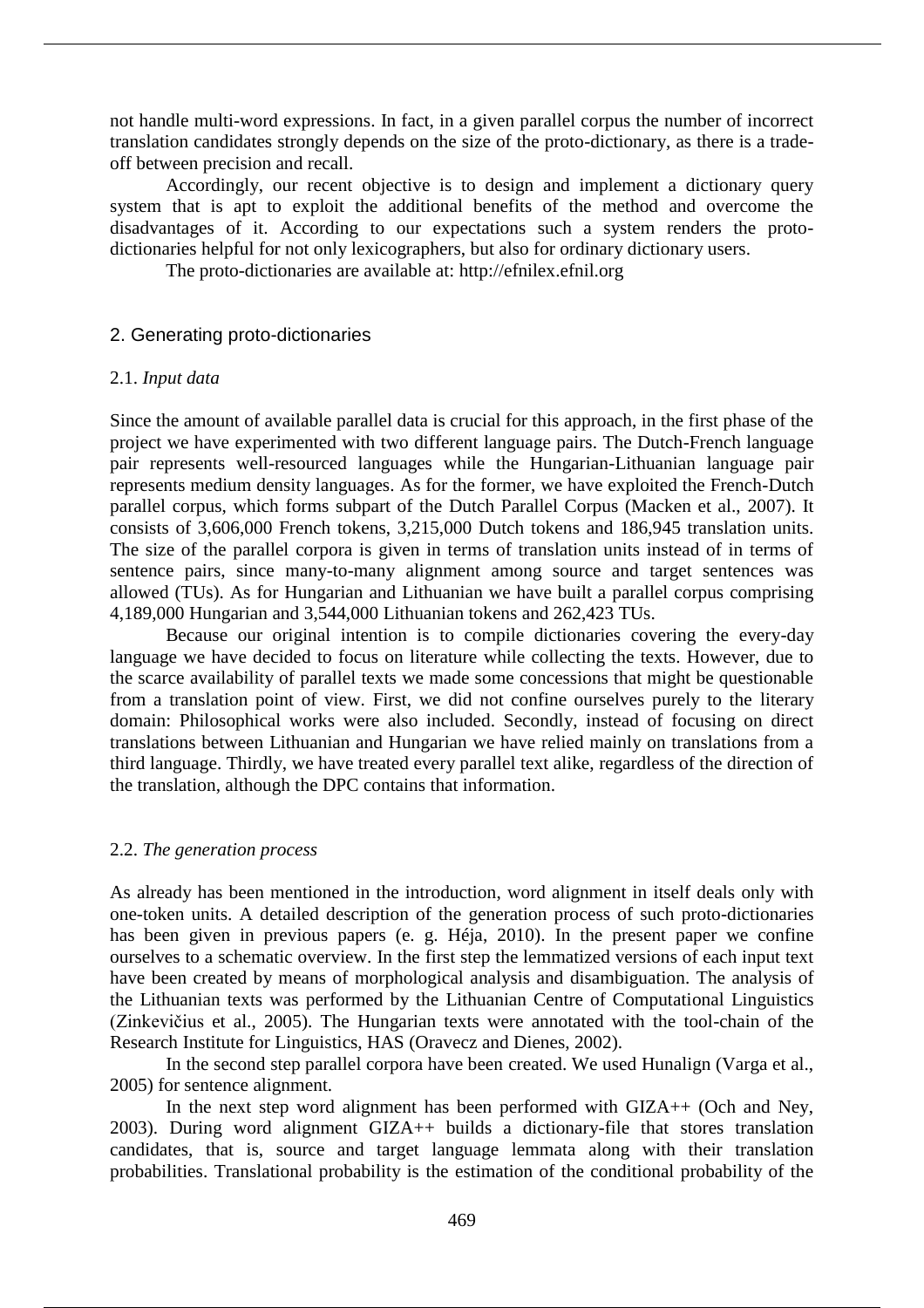not handle multi-word expressions. In fact, in a given parallel corpus the number of incorrect translation candidates strongly depends on the size of the proto-dictionary, as there is a trade-off between precision and recall.

Accordingly, our recent objective is to design and implement a dictionary query system that is apt to exploit the additional benefits of the method and overcome the disadvantages of it. According to our expectations such a system renders the proto-dictionaries helpful for not only lexicographers, but also for ordinary dictionary users.

The proto-dictionaries are available at: http://efnilex.efnil.org

## 2. Generating proto-dictionaries

### 2.1. *Input data*

Since the amount of available parallel data is crucial for this approach, in the first phase of the project we have experimented with two different language pairs. The Dutch-French language pair represents well-resourced languages while the Hungarian-Lithuanian language pair represents medium density languages. As for the former, we have exploited the French-Dutch parallel corpus, which forms subpart of the Dutch Parallel Corpus (Macken et al., 2007). It consists of 3,606,000 French tokens, 3,215,000 Dutch tokens and 186,945 translation units. The size of the parallel corpora is given in terms of translation units instead of in terms of sentence pairs, since many-to-many alignment among source and target sentences was allowed (TUs). As for Hungarian and Lithuanian we have built a parallel corpus comprising 4,189,000 Hungarian and 3,544,000 Lithuanian tokens and 262,423 TUs.

Because our original intention is to compile dictionaries covering the every-day language we have decided to focus on literature while collecting the texts. However, due to the scarce availability of parallel texts we made some concessions that might be questionable from a translation point of view. First, we did not confine ourselves purely to the literary domain: Philosophical works were also included. Secondly, instead of focusing on direct translations between Lithuanian and Hungarian we have relied mainly on translations from a third language. Thirdly, we have treated every parallel text alike, regardless of the direction of the translation, although the DPC contains that information.

### 2.2. *The generation process*

As already has been mentioned in the introduction, word alignment in itself deals only with one-token units. A detailed description of the generation process of such proto-dictionaries has been given in previous papers (e. g. Héja, 2010). In the present paper we confine ourselves to a schematic overview. In the first step the lemmatized versions of each input text have been created by means of morphological analysis and disambiguation. The analysis of the Lithuanian texts was performed by the Lithuanian Centre of Computational Linguistics (Zinkevičius et al., 2005). The Hungarian texts were annotated with the tool-chain of the Research Institute for Linguistics, HAS (Oravecz and Dienes, 2002).

In the second step parallel corpora have been created. We used Hunalign (Varga et al., 2005) for sentence alignment.

In the next step word alignment has been performed with GIZA++ (Och and Ney, 2003). During word alignment GIZA++ builds a dictionary-file that stores translation candidates, that is, source and target language lemmata along with their translation probabilities. Translational probability is the estimation of the conditional probability of the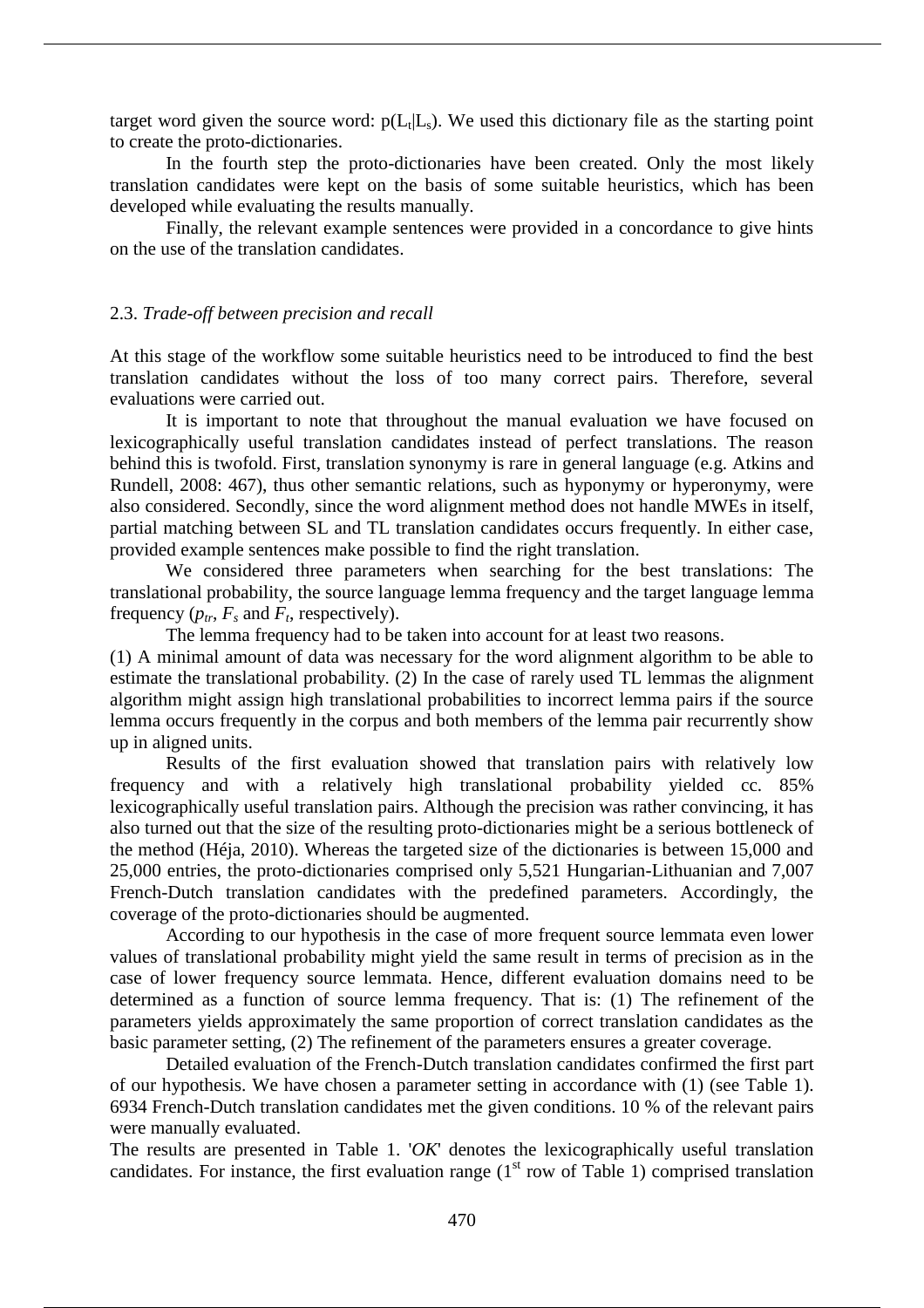target word given the source word: $p(L_t|L_s)$. We used this dictionary file as the starting point to create the proto-dictionaries.

In the fourth step the proto-dictionaries have been created. Only the most likely translation candidates were kept on the basis of some suitable heuristics, which has been developed while evaluating the results manually.

Finally, the relevant example sentences were provided in a concordance to give hints on the use of the translation candidates.

### 2.3. *Trade-off between precision and recall*

At this stage of the workflow some suitable heuristics need to be introduced to find the best translation candidates without the loss of too many correct pairs. Therefore, several evaluations were carried out.

It is important to note that throughout the manual evaluation we have focused on lexicographically useful translation candidates instead of perfect translations. The reason behind this is twofold. First, translation synonymy is rare in general language (e.g. Atkins and Rundell, 2008: 467), thus other semantic relations, such as hyponymy or hyperonymy, were also considered. Secondly, since the word alignment method does not handle MWEs in itself, partial matching between SL and TL translation candidates occurs frequently. In either case, provided example sentences make possible to find the right translation.

We considered three parameters when searching for the best translations: The translational probability, the source language lemma frequency and the target language lemma frequency ($p_{tr}$, $F_s$ and $F_t$, respectively).

The lemma frequency had to be taken into account for at least two reasons.

(1) A minimal amount of data was necessary for the word alignment algorithm to be able to estimate the translational probability. (2) In the case of rarely used TL lemmas the alignment algorithm might assign high translational probabilities to incorrect lemma pairs if the source lemma occurs frequently in the corpus and both members of the lemma pair recurrently show up in aligned units.

Results of the first evaluation showed that translation pairs with relatively low frequency and with a relatively high translational probability yielded cc. 85% lexicographically useful translation pairs. Although the precision was rather convincing, it has also turned out that the size of the resulting proto-dictionaries might be a serious bottleneck of the method (Héja, 2010). Whereas the targeted size of the dictionaries is between 15,000 and 25,000 entries, the proto-dictionaries comprised only 5,521 Hungarian-Lithuanian and 7,007 French-Dutch translation candidates with the predefined parameters. Accordingly, the coverage of the proto-dictionaries should be augmented.

According to our hypothesis in the case of more frequent source lemmata even lower values of translational probability might yield the same result in terms of precision as in the case of lower frequency source lemmata. Hence, different evaluation domains need to be determined as a function of source lemma frequency. That is: (1) The refinement of the parameters yields approximately the same proportion of correct translation candidates as the basic parameter setting, (2) The refinement of the parameters ensures a greater coverage.

Detailed evaluation of the French-Dutch translation candidates confirmed the first part of our hypothesis. We have chosen a parameter setting in accordance with (1) (see Table 1). 6934 French-Dutch translation candidates met the given conditions. 10 % of the relevant pairs were manually evaluated.

The results are presented in Table 1. '*OK*' denotes the lexicographically useful translation candidates. For instance, the first evaluation range (1st row of Table 1) comprised translation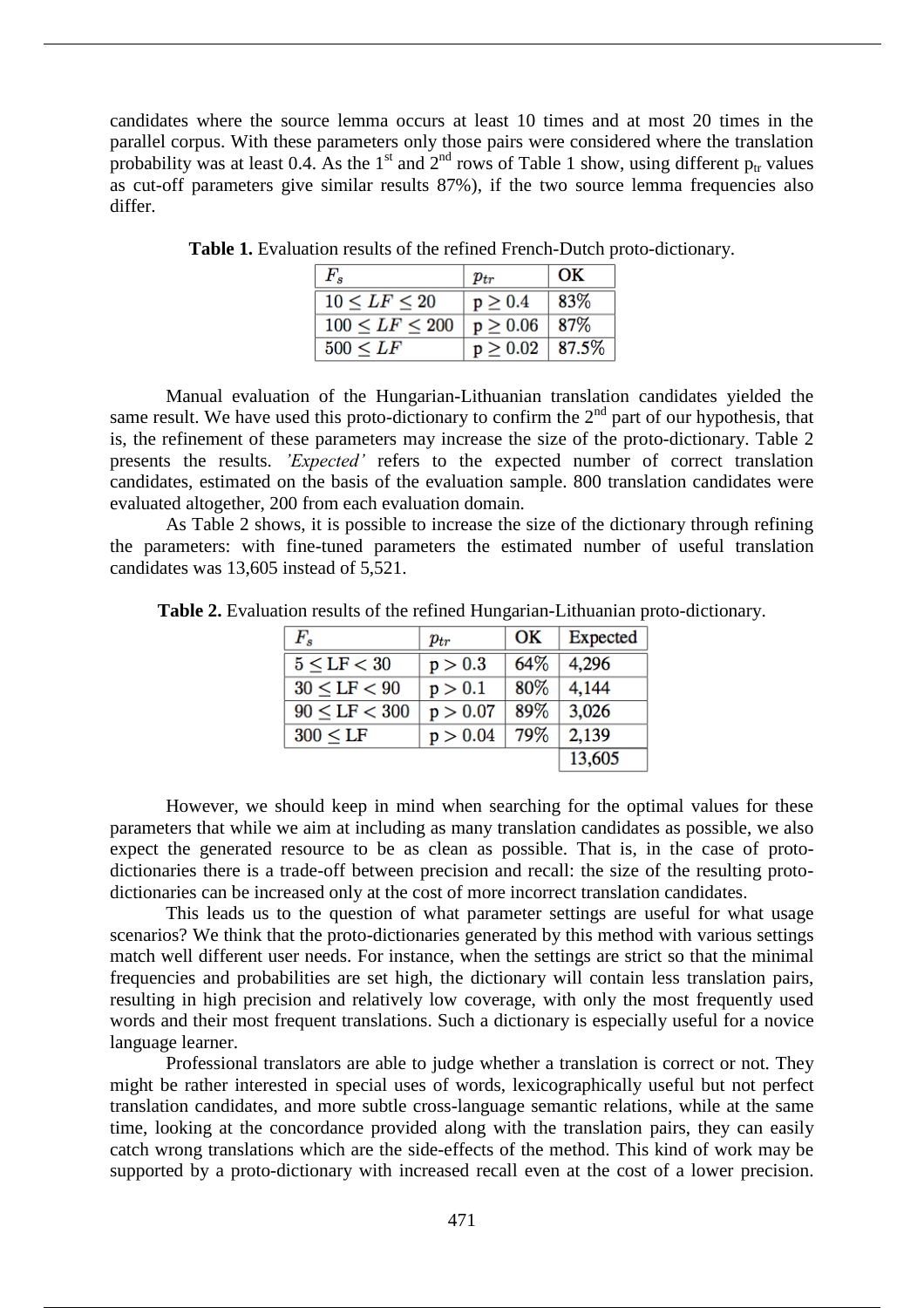candidates where the source lemma occurs at least 10 times and at most 20 times in the parallel corpus. With these parameters only those pairs were considered where the translation probability was at least 0.4. As the 1st and 2nd rows of Table 1 show, using different $p_{tr}$ values as cut-off parameters give similar results 87%), if the two source lemma frequencies also differ.

**Table 1.** Evaluation results of the refined French-Dutch proto-dictionary.

| $F_s$ | $p_{tr}$ | OK |
|---|---|---|
| $10 \leq LF \leq 20$ | $p \geq 0.4$ | 83% |
| $100 \leq LF \leq 200$ | $p \geq 0.06$ | 87% |
| $500 \leq LF$ | $p \geq 0.02$ | 87.5% |

Manual evaluation of the Hungarian-Lithuanian translation candidates yielded the same result. We have used this proto-dictionary to confirm the 2nd part of our hypothesis, that is, the refinement of these parameters may increase the size of the proto-dictionary. Table 2 presents the results. *'Expected'* refers to the expected number of correct translation candidates, estimated on the basis of the evaluation sample. 800 translation candidates were evaluated altogether, 200 from each evaluation domain.

As Table 2 shows, it is possible to increase the size of the dictionary through refining the parameters: with fine-tuned parameters the estimated number of useful translation candidates was 13,605 instead of 5,521.

**Table 2.** Evaluation results of the refined Hungarian-Lithuanian proto-dictionary.

| $F_s$ | $p_{tr}$ | OK | Expected |
|---|---|---|---|
| $5 \leq \mathrm{LF} < 30$ | $p > 0.3$ | 64% | 4,296 |
| $30 \leq \mathrm{LF} < 90$ | $p > 0.1$ | 80% | 4,144 |
| $90 \leq \mathrm{LF} < 300$ | $p > 0.07$ | 89% | 3,026 |
| $300 \leq \mathrm{LF}$ | $p > 0.04$ | 79% | 2,139 |
| | | | 13,605 |

However, we should keep in mind when searching for the optimal values for these parameters that while we aim at including as many translation candidates as possible, we also expect the generated resource to be as clean as possible. That is, in the case of proto-dictionaries there is a trade-off between precision and recall: the size of the resulting proto-dictionaries can be increased only at the cost of more incorrect translation candidates.

This leads us to the question of what parameter settings are useful for what usage scenarios? We think that the proto-dictionaries generated by this method with various settings match well different user needs. For instance, when the settings are strict so that the minimal frequencies and probabilities are set high, the dictionary will contain less translation pairs, resulting in high precision and relatively low coverage, with only the most frequently used words and their most frequent translations. Such a dictionary is especially useful for a novice language learner.

Professional translators are able to judge whether a translation is correct or not. They might be rather interested in special uses of words, lexicographically useful but not perfect translation candidates, and more subtle cross-language semantic relations, while at the same time, looking at the concordance provided along with the translation pairs, they can easily catch wrong translations which are the side-effects of the method. This kind of work may be supported by a proto-dictionary with increased recall even at the cost of a lower precision.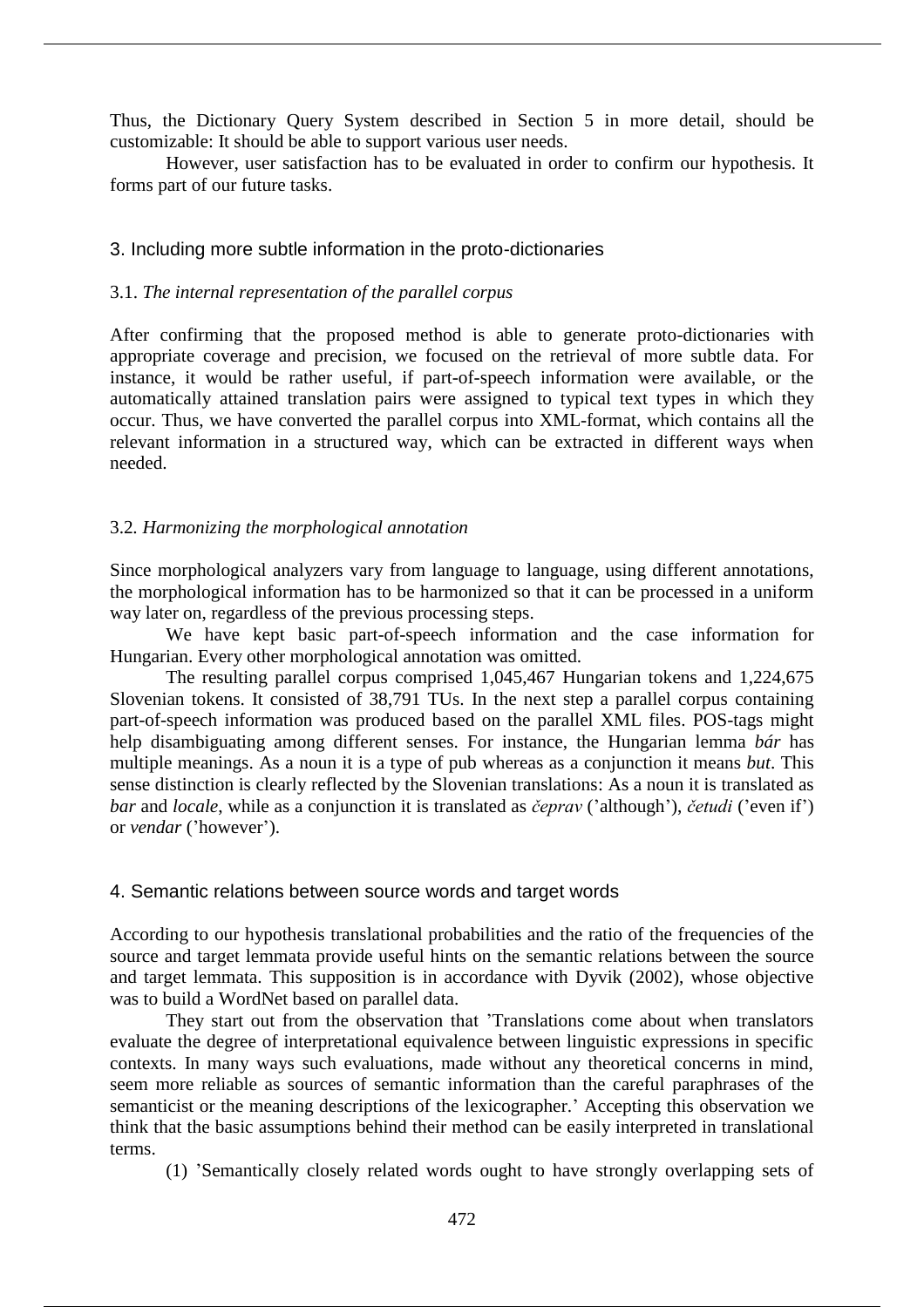Thus, the Dictionary Query System described in Section 5 in more detail, should be customizable: It should be able to support various user needs.

However, user satisfaction has to be evaluated in order to confirm our hypothesis. It forms part of our future tasks.

## 3. Including more subtle information in the proto-dictionaries

### 3.1. *The internal representation of the parallel corpus*

After confirming that the proposed method is able to generate proto-dictionaries with appropriate coverage and precision, we focused on the retrieval of more subtle data. For instance, it would be rather useful, if part-of-speech information were available, or the automatically attained translation pairs were assigned to typical text types in which they occur. Thus, we have converted the parallel corpus into XML-format, which contains all the relevant information in a structured way, which can be extracted in different ways when needed.

### 3.2. *Harmonizing the morphological annotation*

Since morphological analyzers vary from language to language, using different annotations, the morphological information has to be harmonized so that it can be processed in a uniform way later on, regardless of the previous processing steps.

We have kept basic part-of-speech information and the case information for Hungarian. Every other morphological annotation was omitted.

The resulting parallel corpus comprised 1,045,467 Hungarian tokens and 1,224,675 Slovenian tokens. It consisted of 38,791 TUs. In the next step a parallel corpus containing part-of-speech information was produced based on the parallel XML files. POS-tags might help disambiguating among different senses. For instance, the Hungarian lemma *bár* has multiple meanings. As a noun it is a type of pub whereas as a conjunction it means *but*. This sense distinction is clearly reflected by the Slovenian translations: As a noun it is translated as *bar* and *locale*, while as a conjunction it is translated as *čeprav* ('although'), *četudi* ('even if') or *vendar* ('however').

## 4. Semantic relations between source words and target words

According to our hypothesis translational probabilities and the ratio of the frequencies of the source and target lemmata provide useful hints on the semantic relations between the source and target lemmata. This supposition is in accordance with Dyvik (2002), whose objective was to build a WordNet based on parallel data.

They start out from the observation that 'Translations come about when translators evaluate the degree of interpretational equivalence between linguistic expressions in specific contexts. In many ways such evaluations, made without any theoretical concerns in mind, seem more reliable as sources of semantic information than the careful paraphrases of the semanticist or the meaning descriptions of the lexicographer.' Accepting this observation we think that the basic assumptions behind their method can be easily interpreted in translational terms.

(1) 'Semantically closely related words ought to have strongly overlapping sets of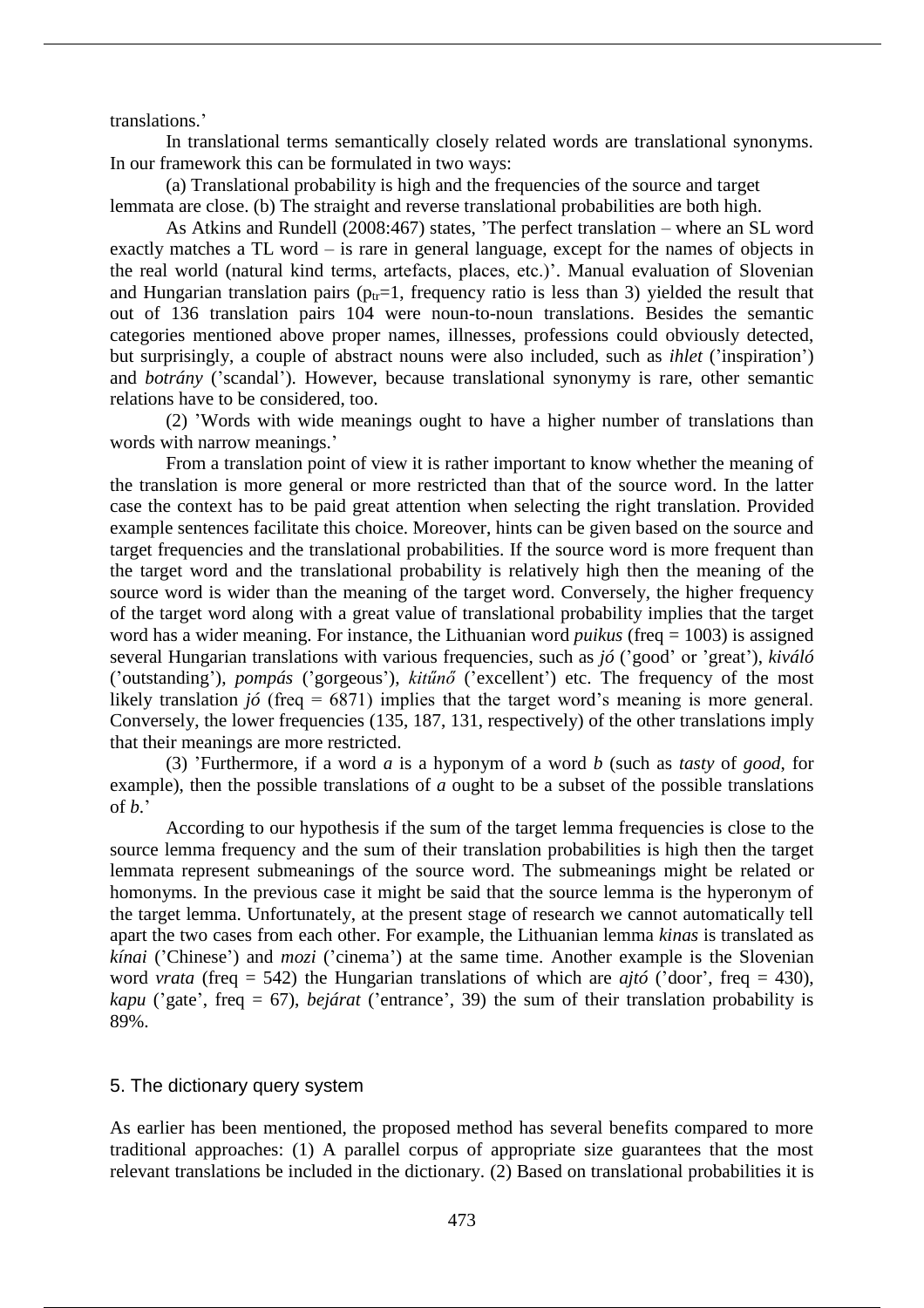translations.'

In translational terms semantically closely related words are translational synonyms. In our framework this can be formulated in two ways:

(a) Translational probability is high and the frequencies of the source and target lemmata are close. (b) The straight and reverse translational probabilities are both high.

As Atkins and Rundell (2008:467) states, 'The perfect translation – where an SL word exactly matches a TL word – is rare in general language, except for the names of objects in the real world (natural kind terms, artefacts, places, etc.)'. Manual evaluation of Slovenian and Hungarian translation pairs ($p_{tr}$=1, frequency ratio is less than 3) yielded the result that out of 136 translation pairs 104 were noun-to-noun translations. Besides the semantic categories mentioned above proper names, illnesses, professions could obviously detected, but surprisingly, a couple of abstract nouns were also included, such as *ihlet* ('inspiration') and *botrány* ('scandal'). However, because translational synonymy is rare, other semantic relations have to be considered, too.

(2) 'Words with wide meanings ought to have a higher number of translations than words with narrow meanings.'

From a translation point of view it is rather important to know whether the meaning of the translation is more general or more restricted than that of the source word. In the latter case the context has to be paid great attention when selecting the right translation. Provided example sentences facilitate this choice. Moreover, hints can be given based on the source and target frequencies and the translational probabilities. If the source word is more frequent than the target word and the translational probability is relatively high then the meaning of the source word is wider than the meaning of the target word. Conversely, the higher frequency of the target word along with a great value of translational probability implies that the target word has a wider meaning. For instance, the Lithuanian word *puikus* (freq = 1003) is assigned several Hungarian translations with various frequencies, such as *jó* ('good' or 'great'), *kiváló* ('outstanding'), *pompás* ('gorgeous'), *kitűnő* ('excellent') etc. The frequency of the most likely translation *jó* (freq = 6871) implies that the target word's meaning is more general. Conversely, the lower frequencies (135, 187, 131, respectively) of the other translations imply that their meanings are more restricted.

(3) 'Furthermore, if a word *a* is a hyponym of a word *b* (such as *tasty* of *good*, for example), then the possible translations of *a* ought to be a subset of the possible translations of *b*.'

According to our hypothesis if the sum of the target lemma frequencies is close to the source lemma frequency and the sum of their translation probabilities is high then the target lemmata represent submeanings of the source word. The submeanings might be related or homonyms. In the previous case it might be said that the source lemma is the hyperonym of the target lemma. Unfortunately, at the present stage of research we cannot automatically tell apart the two cases from each other. For example, the Lithuanian lemma *kinas* is translated as *kínai* ('Chinese') and *mozi* ('cinema') at the same time. Another example is the Slovenian word *vrata* (freq = 542) the Hungarian translations of which are *ajtó* ('door', freq = 430), *kapu* ('gate', freq = 67), *bejárat* ('entrance', 39) the sum of their translation probability is 89%.

## 5. The dictionary query system

As earlier has been mentioned, the proposed method has several benefits compared to more traditional approaches: (1) A parallel corpus of appropriate size guarantees that the most relevant translations be included in the dictionary. (2) Based on translational probabilities it is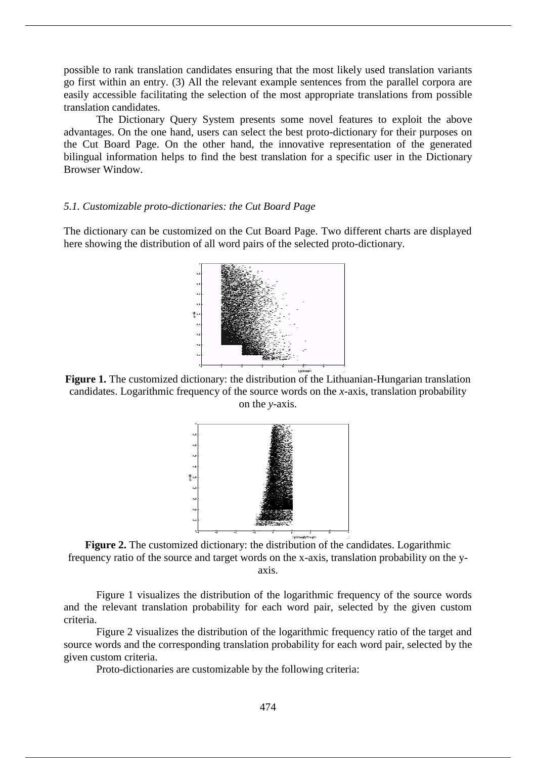possible to rank translation candidates ensuring that the most likely used translation variants go first within an entry. (3) All the relevant example sentences from the parallel corpora are easily accessible facilitating the selection of the most appropriate translations from possible translation candidates.

The Dictionary Query System presents some novel features to exploit the above advantages. On the one hand, users can select the best proto-dictionary for their purposes on the Cut Board Page. On the other hand, the innovative representation of the generated bilingual information helps to find the best translation for a specific user in the Dictionary Browser Window.

### *5.1. Customizable proto-dictionaries: the Cut Board Page*

The dictionary can be customized on the Cut Board Page. Two different charts are displayed here showing the distribution of all word pairs of the selected proto-dictionary.

**Figure 1.** The customized dictionary: the distribution of the Lithuanian-Hungarian translation candidates. Logarithmic frequency of the source words on the *x*-axis, translation probability on the *y*-axis.

**Figure 2.** The customized dictionary: the distribution of the candidates. Logarithmic frequency ratio of the source and target words on the x-axis, translation probability on the y-axis.

Figure 1 visualizes the distribution of the logarithmic frequency of the source words and the relevant translation probability for each word pair, selected by the given custom criteria.

Figure 2 visualizes the distribution of the logarithmic frequency ratio of the target and source words and the corresponding translation probability for each word pair, selected by the given custom criteria.

Proto-dictionaries are customizable by the following criteria: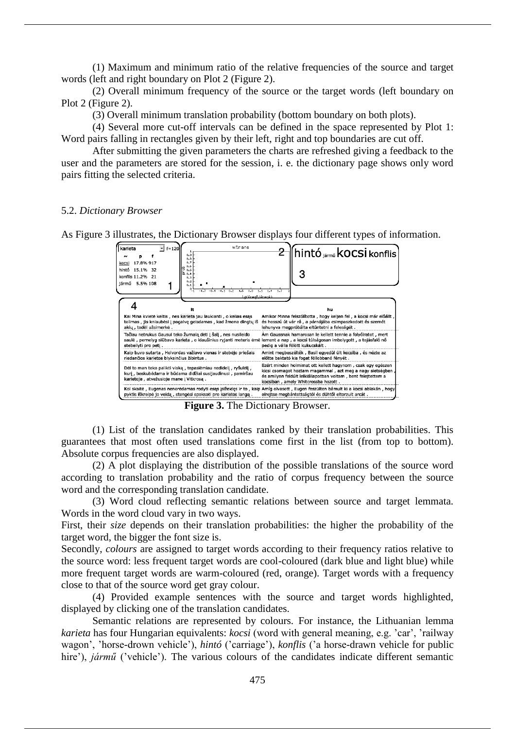(1) Maximum and minimum ratio of the relative frequencies of the source and target words (left and right boundary on Plot 2 (Figure 2).

(2) Overall minimum frequency of the source or the target words (left boundary on Plot 2 (Figure 2).

(3) Overall minimum translation probability (bottom boundary on both plots).

(4) Several more cut-off intervals can be defined in the space represented by Plot 1: Word pairs falling in rectangles given by their left, right and top boundaries are cut off.

After submitting the given parameters the charts are refreshed giving a feedback to the user and the parameters are stored for the session, i. e. the dictionary page shows only word pairs fitting the selected criteria.

## 5.2. *Dictionary Browser*

As Figure 3 illustrates, the Dictionary Browser displays four different types of information.

**Figure 3.** The Dictionary Browser.

(1) List of the translation candidates ranked by their translation probabilities. This guarantees that most often used translations come first in the list (from top to bottom). Absolute corpus frequencies are also displayed.

(2) A plot displaying the distribution of the possible translations of the source word according to translation probability and the ratio of corpus frequency between the source word and the corresponding translation candidate.

(3) Word cloud reflecting semantic relations between source and target lemmata. Words in the word cloud vary in two ways.

First, their *size* depends on their translation probabilities: the higher the probability of the target word, the bigger the font size is.

Secondly, *colours* are assigned to target words according to their frequency ratios relative to the source word: less frequent target words are cool-coloured (dark blue and light blue) while more frequent target words are warm-coloured (red, orange). Target words with a frequency close to that of the source word get gray colour.

(4) Provided example sentences with the source and target words highlighted, displayed by clicking one of the translation candidates.

Semantic relations are represented by colours. For instance, the Lithuanian lemma *karieta* has four Hungarian equivalents: *kocsi* (word with general meaning, e.g. 'car', 'railway wagon', 'horse-drown vehicle'), *hintó* ('carriage'), *konflis* ('a horse-drawn vehicle for public hire'), *jármű* ('vehicle'). The various colours of the candidates indicate different semantic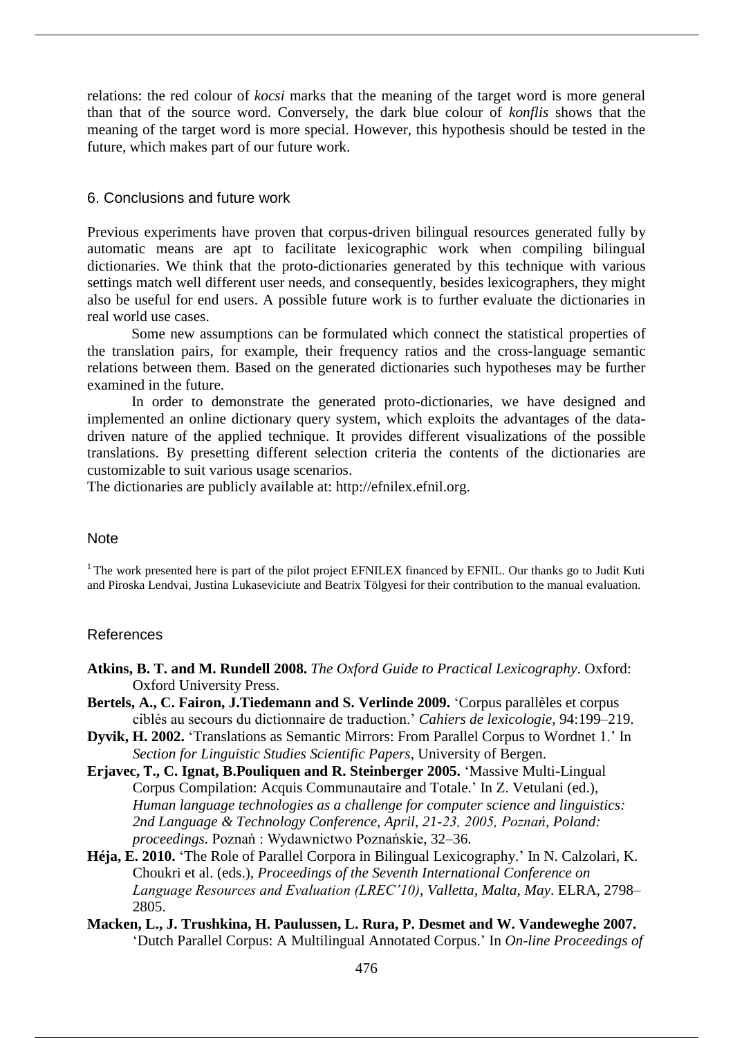relations: the red colour of *kocsi* marks that the meaning of the target word is more general than that of the source word. Conversely, the dark blue colour of *konflis* shows that the meaning of the target word is more special. However, this hypothesis should be tested in the future, which makes part of our future work.

## 6. Conclusions and future work

Previous experiments have proven that corpus-driven bilingual resources generated fully by automatic means are apt to facilitate lexicographic work when compiling bilingual dictionaries. We think that the proto-dictionaries generated by this technique with various settings match well different user needs, and consequently, besides lexicographers, they might also be useful for end users. A possible future work is to further evaluate the dictionaries in real world use cases.

Some new assumptions can be formulated which connect the statistical properties of the translation pairs, for example, their frequency ratios and the cross-language semantic relations between them. Based on the generated dictionaries such hypotheses may be further examined in the future.

In order to demonstrate the generated proto-dictionaries, we have designed and implemented an online dictionary query system, which exploits the advantages of the data-driven nature of the applied technique. It provides different visualizations of the possible translations. By presetting different selection criteria the contents of the dictionaries are customizable to suit various usage scenarios.

The dictionaries are publicly available at: http://efnilex.efnil.org.

## Note

[1] The work presented here is part of the pilot project EFNILEX financed by EFNIL. Our thanks go to Judit Kuti and Piroska Lendvai, Justina Lukaseviciute and Beatrix Tölgyesi for their contribution to the manual evaluation.

## References

**Atkins, B. T. and M. Rundell 2008.** *The Oxford Guide to Practical Lexicography*. Oxford: Oxford University Press.

**Bertels, A., C. Fairon, J.Tiedemann and S. Verlinde 2009.** 'Corpus parallèles et corpus ciblés au secours du dictionnaire de traduction.' *Cahiers de lexicologie*, 94:199–219.

**Dyvik, H. 2002.** 'Translations as Semantic Mirrors: From Parallel Corpus to Wordnet 1.' In *Section for Linguistic Studies Scientific Papers*, University of Bergen.

**Erjavec, T., C. Ignat, B.Pouliquen and R. Steinberger 2005.** 'Massive Multi-Lingual Corpus Compilation: Acquis Communautaire and Totale.' In Z. Vetulani (ed.), *Human language technologies as a challenge for computer science and linguistics: 2nd Language & Technology Conference, April, 21-23, 2005, Poznań, Poland: proceedings.* Poznań : Wydawnictwo Poznańskie, 32–36.

**Héja, E. 2010.** 'The Role of Parallel Corpora in Bilingual Lexicography.' In N. Calzolari, K. Choukri et al. (eds.), *Proceedings of the Seventh International Conference on Language Resources and Evaluation (LREC'10)*, *Valletta, Malta, May*. ELRA, 2798–2805.

**Macken, L., J. Trushkina, H. Paulussen, L. Rura, P. Desmet and W. Vandeweghe 2007.** 'Dutch Parallel Corpus: A Multilingual Annotated Corpus.' In *On-line Proceedings of*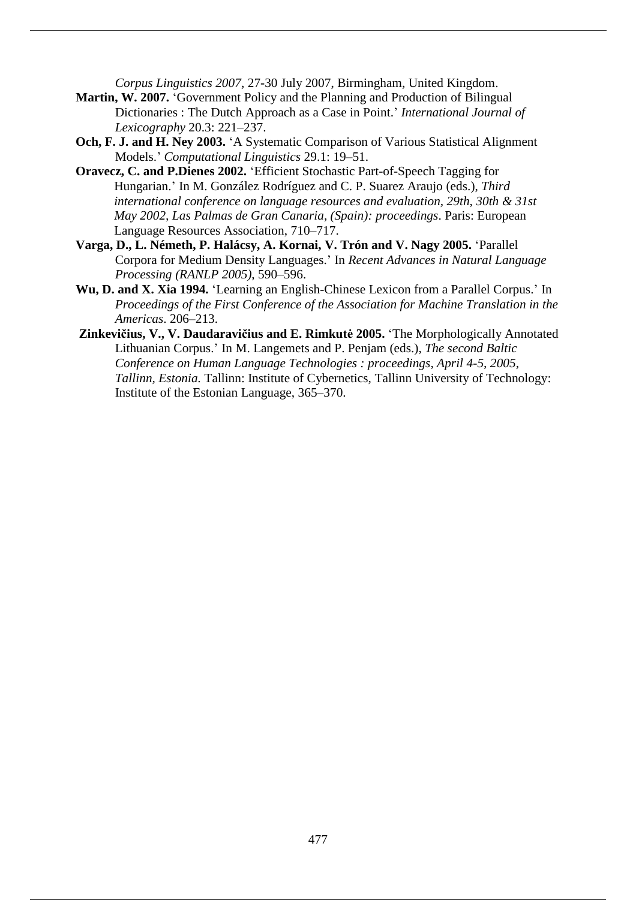*Corpus Linguistics 2007*, 27-30 July 2007, Birmingham, United Kingdom.

**Martin, W. 2007.** 'Government Policy and the Planning and Production of Bilingual Dictionaries : The Dutch Approach as a Case in Point.' *International Journal of Lexicography* 20.3: 221–237.

**Och, F. J. and H. Ney 2003.** 'A Systematic Comparison of Various Statistical Alignment Models.' *Computational Linguistics* 29.1: 19–51.

**Oravecz, C. and P.Dienes 2002.** 'Efficient Stochastic Part-of-Speech Tagging for Hungarian.' In M. González Rodríguez and C. P. Suarez Araujo (eds.), *Third international conference on language resources and evaluation, 29th, 30th & 31st May 2002, Las Palmas de Gran Canaria, (Spain): proceedings*. Paris: European Language Resources Association, 710–717.

**Varga, D., L. Németh, P. Halácsy, A. Kornai, V. Trón and V. Nagy 2005.** 'Parallel Corpora for Medium Density Languages.' In *Recent Advances in Natural Language Processing (RANLP 2005)*, 590–596.

**Wu, D. and X. Xia 1994.** 'Learning an English-Chinese Lexicon from a Parallel Corpus.' In *Proceedings of the First Conference of the Association for Machine Translation in the Americas*. 206–213.

**Zinkevičius, V., V. Daudaravičius and E. Rimkutė 2005.** 'The Morphologically Annotated Lithuanian Corpus.' In M. Langemets and P. Penjam (eds.), *The second Baltic Conference on Human Language Technologies : proceedings, April 4-5, 2005, Tallinn, Estonia.* Tallinn: Institute of Cybernetics, Tallinn University of Technology: Institute of the Estonian Language, 365–370.